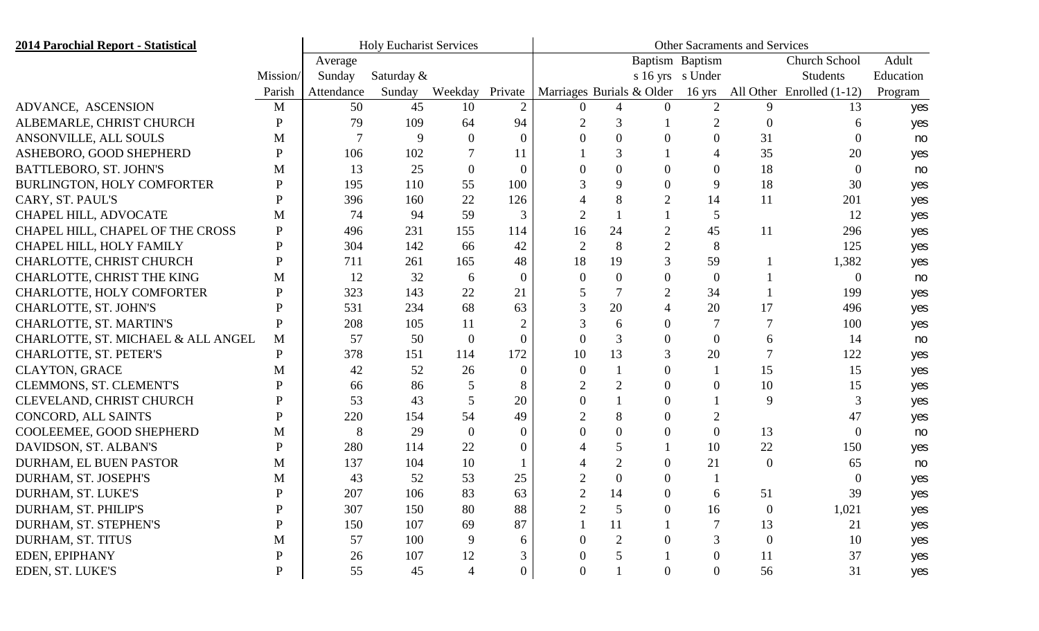**2014 Parochial Report - Statistical**

| | | Holy Eucharist Services | | | | Other Sacraments and Services | | | | | | |
|---|---|---|---|---|---|---|---|---|---|---|---|---|
| | Mission/ Parish | Average Sunday Attendance | Saturday & Sunday | Weekday | Private | Marriages | Burials | Baptisms 16 yrs & Older | Baptisms Under 16 yrs | All Other | Church School Students Enrolled (1-12) | Adult Education Program |
| ADVANCE, ASCENSION | M | 50 | 45 | 10 | 2 | 0 | 4 | 0 | 2 | 9 | 13 | yes |
| ALBEMARLE, CHRIST CHURCH | P | 79 | 109 | 64 | 94 | 2 | 3 | 1 | 2 | 0 | 6 | yes |
| ANSONVILLE, ALL SOULS | M | 7 | 9 | 0 | 0 | 0 | 0 | 0 | 0 | 31 | 0 | no |
| ASHEBORO, GOOD SHEPHERD | P | 106 | 102 | 7 | 11 | 1 | 3 | 1 | 4 | 35 | 20 | yes |
| BATTLEBORO, ST. JOHN'S | M | 13 | 25 | 0 | 0 | 0 | 0 | 0 | 0 | 18 | 0 | no |
| BURLINGTON, HOLY COMFORTER | P | 195 | 110 | 55 | 100 | 3 | 9 | 0 | 9 | 18 | 30 | yes |
| CARY, ST. PAUL'S | P | 396 | 160 | 22 | 126 | 4 | 8 | 2 | 14 | 11 | 201 | yes |
| CHAPEL HILL, ADVOCATE | M | 74 | 94 | 59 | 3 | 2 | 1 | 1 | 5 | | 12 | yes |
| CHAPEL HILL, CHAPEL OF THE CROSS | P | 496 | 231 | 155 | 114 | 16 | 24 | 2 | 45 | 11 | 296 | yes |
| CHAPEL HILL, HOLY FAMILY | P | 304 | 142 | 66 | 42 | 2 | 8 | 2 | 8 | | 125 | yes |
| CHARLOTTE, CHRIST CHURCH | P | 711 | 261 | 165 | 48 | 18 | 19 | 3 | 59 | 1 | 1,382 | yes |
| CHARLOTTE, CHRIST THE KING | M | 12 | 32 | 6 | 0 | 0 | 0 | 0 | 0 | 1 | 0 | no |
| CHARLOTTE, HOLY COMFORTER | P | 323 | 143 | 22 | 21 | 5 | 7 | 2 | 34 | 1 | 199 | yes |
| CHARLOTTE, ST. JOHN'S | P | 531 | 234 | 68 | 63 | 3 | 20 | 4 | 20 | 17 | 496 | yes |
| CHARLOTTE, ST. MARTIN'S | P | 208 | 105 | 11 | 2 | 3 | 6 | 0 | 7 | 7 | 100 | yes |
| CHARLOTTE, ST. MICHAEL & ALL ANGEL | M | 57 | 50 | 0 | 0 | 0 | 3 | 0 | 0 | 6 | 14 | no |
| CHARLOTTE, ST. PETER'S | P | 378 | 151 | 114 | 172 | 10 | 13 | 3 | 20 | 7 | 122 | yes |
| CLAYTON, GRACE | M | 42 | 52 | 26 | 0 | 0 | 1 | 0 | 1 | 15 | 15 | yes |
| CLEMMONS, ST. CLEMENT'S | P | 66 | 86 | 5 | 8 | 2 | 2 | 0 | 0 | 10 | 15 | yes |
| CLEVELAND, CHRIST CHURCH | P | 53 | 43 | 5 | 20 | 0 | 1 | 0 | 1 | 9 | 3 | yes |
| CONCORD, ALL SAINTS | P | 220 | 154 | 54 | 49 | 2 | 8 | 0 | 2 | | 47 | yes |
| COOLEEMEE, GOOD SHEPHERD | M | 8 | 29 | 0 | 0 | 0 | 0 | 0 | 0 | 13 | 0 | no |
| DAVIDSON, ST. ALBAN'S | P | 280 | 114 | 22 | 0 | 4 | 5 | 1 | 10 | 22 | 150 | yes |
| DURHAM, EL BUEN PASTOR | M | 137 | 104 | 10 | 1 | 4 | 2 | 0 | 21 | 0 | 65 | no |
| DURHAM, ST. JOSEPH'S | M | 43 | 52 | 53 | 25 | 2 | 0 | 0 | 1 | | 0 | yes |
| DURHAM, ST. LUKE'S | P | 207 | 106 | 83 | 63 | 2 | 14 | 0 | 6 | 51 | 39 | yes |
| DURHAM, ST. PHILIP'S | P | 307 | 150 | 80 | 88 | 2 | 5 | 0 | 16 | 0 | 1,021 | yes |
| DURHAM, ST. STEPHEN'S | P | 150 | 107 | 69 | 87 | 1 | 11 | 1 | 7 | 13 | 21 | yes |
| DURHAM, ST. TITUS | M | 57 | 100 | 9 | 6 | 0 | 2 | 0 | 3 | 0 | 10 | yes |
| EDEN, EPIPHANY | P | 26 | 107 | 12 | 3 | 0 | 5 | 1 | 0 | 11 | 37 | yes |
| EDEN, ST. LUKE'S | P | 55 | 45 | 4 | 0 | 0 | 1 | 0 | 0 | 56 | 31 | yes |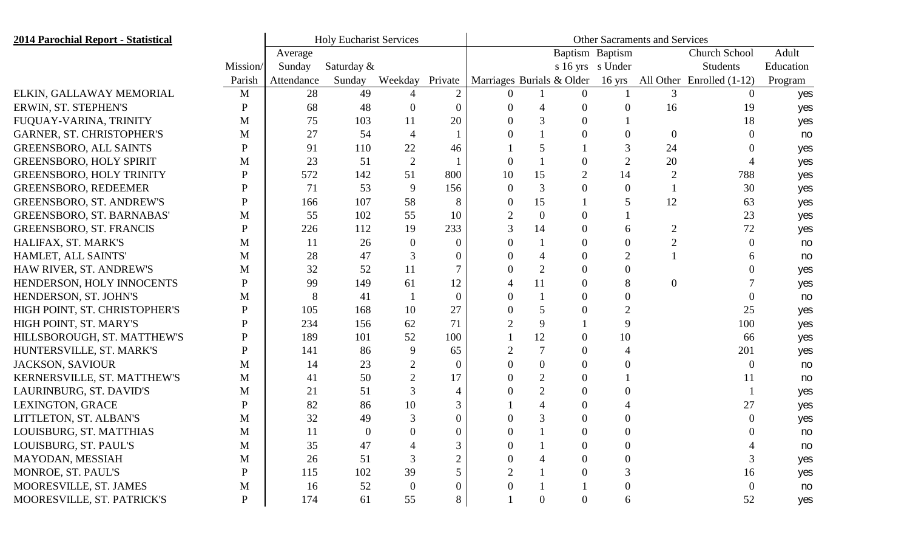| 2014 Parochial Report - Statistical | | Holy Eucharist Services | | | | Other Sacraments and Services | | | | | | |
|---|---|---|---|---|---|---|---|---|---|---|---|---|
| | Mission/ Parish | Average Sunday Attendance | Saturday & Sunday | Weekday | Private | Marriages | Burials | Baptisms 16 yrs & Older | Baptisms Under 16 yrs | All Other | Church School Students Enrolled (1-12) | Adult Education Program |
| ELKIN, GALLAWAY MEMORIAL | M | 28 | 49 | 4 | 2 | 0 | 1 | 0 | 1 | 3 | 0 | yes |
| ERWIN, ST. STEPHEN'S | P | 68 | 48 | 0 | 0 | 0 | 4 | 0 | 0 | 16 | 19 | yes |
| FUQUAY-VARINA, TRINITY | M | 75 | 103 | 11 | 20 | 0 | 3 | 0 | 1 | | 18 | yes |
| GARNER, ST. CHRISTOPHER'S | M | 27 | 54 | 4 | 1 | 0 | 1 | 0 | 0 | 0 | 0 | no |
| GREENSBORO, ALL SAINTS | P | 91 | 110 | 22 | 46 | 1 | 5 | 1 | 3 | 24 | 0 | yes |
| GREENSBORO, HOLY SPIRIT | M | 23 | 51 | 2 | 1 | 0 | 1 | 0 | 2 | 20 | 4 | yes |
| GREENSBORO, HOLY TRINITY | P | 572 | 142 | 51 | 800 | 10 | 15 | 2 | 14 | 2 | 788 | yes |
| GREENSBORO, REDEEMER | P | 71 | 53 | 9 | 156 | 0 | 3 | 0 | 0 | 1 | 30 | yes |
| GREENSBORO, ST. ANDREW'S | P | 166 | 107 | 58 | 8 | 0 | 15 | 1 | 5 | 12 | 63 | yes |
| GREENSBORO, ST. BARNABAS' | M | 55 | 102 | 55 | 10 | 2 | 0 | 0 | 1 | | 23 | yes |
| GREENSBORO, ST. FRANCIS | P | 226 | 112 | 19 | 233 | 3 | 14 | 0 | 6 | 2 | 72 | yes |
| HALIFAX, ST. MARK'S | M | 11 | 26 | 0 | 0 | 0 | 1 | 0 | 0 | 2 | 0 | no |
| HAMLET, ALL SAINTS' | M | 28 | 47 | 3 | 0 | 0 | 4 | 0 | 2 | 1 | 6 | no |
| HAW RIVER, ST. ANDREW'S | M | 32 | 52 | 11 | 7 | 0 | 2 | 0 | 0 | | 0 | yes |
| HENDERSON, HOLY INNOCENTS | P | 99 | 149 | 61 | 12 | 4 | 11 | 0 | 8 | 0 | 7 | yes |
| HENDERSON, ST. JOHN'S | M | 8 | 41 | 1 | 0 | 0 | 1 | 0 | 0 | | 0 | no |
| HIGH POINT, ST. CHRISTOPHER'S | P | 105 | 168 | 10 | 27 | 0 | 5 | 0 | 2 | | 25 | yes |
| HIGH POINT, ST. MARY'S | P | 234 | 156 | 62 | 71 | 2 | 9 | 1 | 9 | | 100 | yes |
| HILLSBOROUGH, ST. MATTHEW'S | P | 189 | 101 | 52 | 100 | 1 | 12 | 0 | 10 | | 66 | yes |
| HUNTERSVILLE, ST. MARK'S | P | 141 | 86 | 9 | 65 | 2 | 7 | 0 | 4 | | 201 | yes |
| JACKSON, SAVIOUR | M | 14 | 23 | 2 | 0 | 0 | 0 | 0 | 0 | | 0 | no |
| KERNERSVILLE, ST. MATTHEW'S | M | 41 | 50 | 2 | 17 | 0 | 2 | 0 | 1 | | 11 | no |
| LAURINBURG, ST. DAVID'S | M | 21 | 51 | 3 | 4 | 0 | 2 | 0 | 0 | | 1 | yes |
| LEXINGTON, GRACE | P | 82 | 86 | 10 | 3 | 1 | 4 | 0 | 4 | | 27 | yes |
| LITTLETON, ST. ALBAN'S | M | 32 | 49 | 3 | 0 | 0 | 3 | 0 | 0 | | 0 | yes |
| LOUISBURG, ST. MATTHIAS | M | 11 | 0 | 0 | 0 | 0 | 1 | 0 | 0 | | 0 | no |
| LOUISBURG, ST. PAUL'S | M | 35 | 47 | 4 | 3 | 0 | 1 | 0 | 0 | | 4 | no |
| MAYODAN, MESSIAH | M | 26 | 51 | 3 | 2 | 0 | 4 | 0 | 0 | | 3 | yes |
| MONROE, ST. PAUL'S | P | 115 | 102 | 39 | 5 | 2 | 1 | 0 | 3 | | 16 | yes |
| MOORESVILLE, ST. JAMES | M | 16 | 52 | 0 | 0 | 0 | 1 | 1 | 0 | | 0 | no |
| MOORESVILLE, ST. PATRICK'S | P | 174 | 61 | 55 | 8 | 1 | 0 | 0 | 6 | | 52 | yes |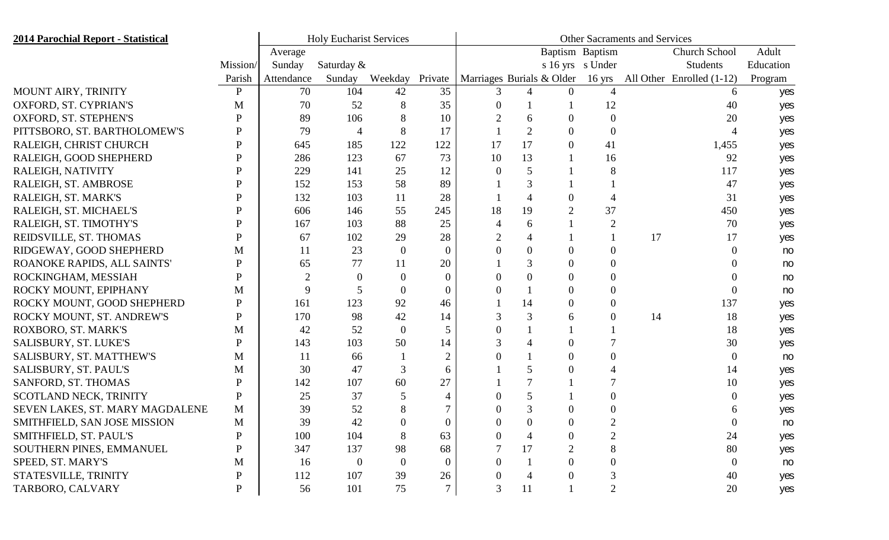| 2014 Parochial Report - Statistical | | Holy Eucharist Services | | | | Other Sacraments and Services | | | | | | |
|---|---|---|---|---|---|---|---|---|---|---|---|---|
| | Mission/ Parish | Average Sunday Attendance | Saturday & Sunday | Weekday | Private | Marriages | Burials | Baptism s 16 yrs & Older | Baptism s Under 16 yrs | All Other | Church School Students Enrolled (1-12) | Adult Education Program |
| MOUNT AIRY, TRINITY | P | 70 | 104 | 42 | 35 | 3 | 4 | 0 | 4 | | 6 | yes |
| OXFORD, ST. CYPRIAN'S | M | 70 | 52 | 8 | 35 | 0 | 1 | 1 | 12 | | 40 | yes |
| OXFORD, ST. STEPHEN'S | P | 89 | 106 | 8 | 10 | 2 | 6 | 0 | 0 | | 20 | yes |
| PITTSBORO, ST. BARTHOLOMEW'S | P | 79 | 4 | 8 | 17 | 1 | 2 | 0 | 0 | | 4 | yes |
| RALEIGH, CHRIST CHURCH | P | 645 | 185 | 122 | 122 | 17 | 17 | 0 | 41 | | 1,455 | yes |
| RALEIGH, GOOD SHEPHERD | P | 286 | 123 | 67 | 73 | 10 | 13 | 1 | 16 | | 92 | yes |
| RALEIGH, NATIVITY | P | 229 | 141 | 25 | 12 | 0 | 5 | 1 | 8 | | 117 | yes |
| RALEIGH, ST. AMBROSE | P | 152 | 153 | 58 | 89 | 1 | 3 | 1 | 1 | | 47 | yes |
| RALEIGH, ST. MARK'S | P | 132 | 103 | 11 | 28 | 1 | 4 | 0 | 4 | | 31 | yes |
| RALEIGH, ST. MICHAEL'S | P | 606 | 146 | 55 | 245 | 18 | 19 | 2 | 37 | | 450 | yes |
| RALEIGH, ST. TIMOTHY'S | P | 167 | 103 | 88 | 25 | 4 | 6 | 1 | 2 | | 70 | yes |
| REIDSVILLE, ST. THOMAS | P | 67 | 102 | 29 | 28 | 2 | 4 | 1 | 1 | 17 | 17 | yes |
| RIDGEWAY, GOOD SHEPHERD | M | 11 | 23 | 0 | 0 | 0 | 0 | 0 | 0 | | 0 | no |
| ROANOKE RAPIDS, ALL SAINTS' | P | 65 | 77 | 11 | 20 | 1 | 3 | 0 | 0 | | 0 | no |
| ROCKINGHAM, MESSIAH | P | 2 | 0 | 0 | 0 | 0 | 0 | 0 | 0 | | 0 | no |
| ROCKY MOUNT, EPIPHANY | M | 9 | 5 | 0 | 0 | 0 | 1 | 0 | 0 | | 0 | no |
| ROCKY MOUNT, GOOD SHEPHERD | P | 161 | 123 | 92 | 46 | 1 | 14 | 0 | 0 | | 137 | yes |
| ROCKY MOUNT, ST. ANDREW'S | P | 170 | 98 | 42 | 14 | 3 | 3 | 6 | 0 | 14 | 18 | yes |
| ROXBORO, ST. MARK'S | M | 42 | 52 | 0 | 5 | 0 | 1 | 1 | 1 | | 18 | yes |
| SALISBURY, ST. LUKE'S | P | 143 | 103 | 50 | 14 | 3 | 4 | 0 | 7 | | 30 | yes |
| SALISBURY, ST. MATTHEW'S | M | 11 | 66 | 1 | 2 | 0 | 1 | 0 | 0 | | 0 | no |
| SALISBURY, ST. PAUL'S | M | 30 | 47 | 3 | 6 | 1 | 5 | 0 | 4 | | 14 | yes |
| SANFORD, ST. THOMAS | P | 142 | 107 | 60 | 27 | 1 | 7 | 1 | 7 | | 10 | yes |
| SCOTLAND NECK, TRINITY | P | 25 | 37 | 5 | 4 | 0 | 5 | 1 | 0 | | 0 | yes |
| SEVEN LAKES, ST. MARY MAGDALENE | M | 39 | 52 | 8 | 7 | 0 | 3 | 0 | 0 | | 6 | yes |
| SMITHFIELD, SAN JOSE MISSION | M | 39 | 42 | 0 | 0 | 0 | 0 | 0 | 2 | | 0 | no |
| SMITHFIELD, ST. PAUL'S | P | 100 | 104 | 8 | 63 | 0 | 4 | 0 | 2 | | 24 | yes |
| SOUTHERN PINES, EMMANUEL | P | 347 | 137 | 98 | 68 | 7 | 17 | 2 | 8 | | 80 | yes |
| SPEED, ST. MARY'S | M | 16 | 0 | 0 | 0 | 0 | 1 | 0 | 0 | | 0 | no |
| STATESVILLE, TRINITY | P | 112 | 107 | 39 | 26 | 0 | 4 | 0 | 3 | | 40 | yes |
| TARBORO, CALVARY | P | 56 | 101 | 75 | 7 | 3 | 11 | 1 | 2 | | 20 | yes |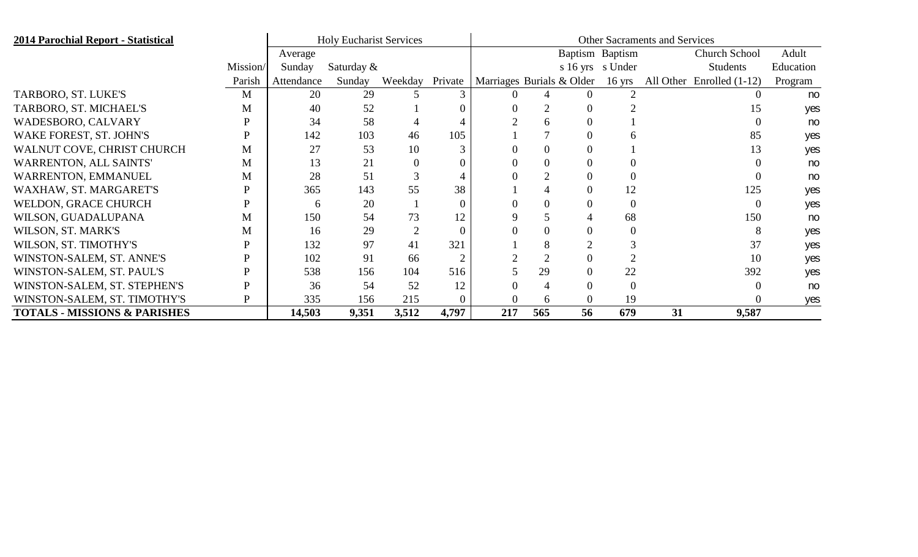| 2014 Parochial Report - Statistical | | Holy Eucharist Services | | | | Other Sacraments and Services | | | | | | |
|---|---|---|---|---|---|---|---|---|---|---|---|---|
| | Mission/ Parish | Average Sunday Attendance | Saturday & Sunday | Weekday | Private | Marriages | Burials | Baptisms 16 yrs & Older | Baptisms Under 16 yrs | All Other | Church School Students Enrolled (1-12) | Adult Education Program |
| TARBORO, ST. LUKE'S | M | 20 | 29 | 5 | 3 | 0 | 4 | 0 | 2 | | 0 | no |
| TARBORO, ST. MICHAEL'S | M | 40 | 52 | 1 | 0 | 0 | 2 | 0 | 2 | | 15 | yes |
| WADESBORO, CALVARY | P | 34 | 58 | 4 | 4 | 2 | 6 | 0 | 1 | | 0 | no |
| WAKE FOREST, ST. JOHN'S | P | 142 | 103 | 46 | 105 | 1 | 7 | 0 | 6 | | 85 | yes |
| WALNUT COVE, CHRIST CHURCH | M | 27 | 53 | 10 | 3 | 0 | 0 | 0 | 1 | | 13 | yes |
| WARRENTON, ALL SAINTS' | M | 13 | 21 | 0 | 0 | 0 | 0 | 0 | 0 | | 0 | no |
| WARRENTON, EMMANUEL | M | 28 | 51 | 3 | 4 | 0 | 2 | 0 | 0 | | 0 | no |
| WAXHAW, ST. MARGARET'S | P | 365 | 143 | 55 | 38 | 1 | 4 | 0 | 12 | | 125 | yes |
| WELDON, GRACE CHURCH | P | 6 | 20 | 1 | 0 | 0 | 0 | 0 | 0 | | 0 | yes |
| WILSON, GUADALUPANA | M | 150 | 54 | 73 | 12 | 9 | 5 | 4 | 68 | | 150 | no |
| WILSON, ST. MARK'S | M | 16 | 29 | 2 | 0 | 0 | 0 | 0 | 0 | | 8 | yes |
| WILSON, ST. TIMOTHY'S | P | 132 | 97 | 41 | 321 | 1 | 8 | 2 | 3 | | 37 | yes |
| WINSTON-SALEM, ST. ANNE'S | P | 102 | 91 | 66 | 2 | 2 | 2 | 0 | 2 | | 10 | yes |
| WINSTON-SALEM, ST. PAUL'S | P | 538 | 156 | 104 | 516 | 5 | 29 | 0 | 22 | | 392 | yes |
| WINSTON-SALEM, ST. STEPHEN'S | P | 36 | 54 | 52 | 12 | 0 | 4 | 0 | 0 | | 0 | no |
| WINSTON-SALEM, ST. TIMOTHY'S | P | 335 | 156 | 215 | 0 | 0 | 6 | 0 | 19 | | 0 | yes |
| **TOTALS - MISSIONS & PARISHES** | | **14,503** | **9,351** | **3,512** | **4,797** | **217** | **565** | **56** | **679** | **31** | **9,587** | |